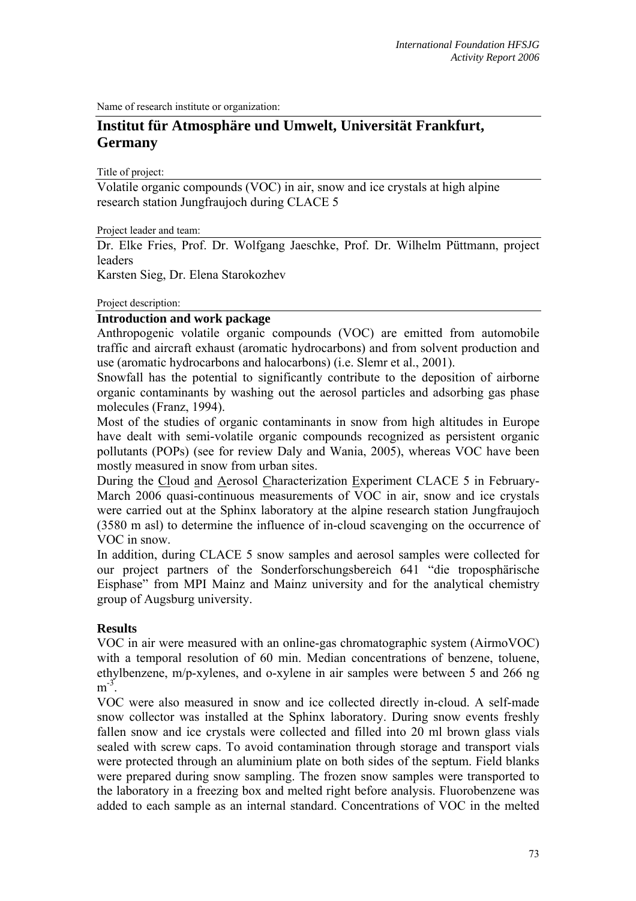Name of research institute or organization:

# Institut für Atmosphäre und Umwelt, Universität Frankfurt, Germany

Title of project:

Volatile organic compounds (VOC) in air, snow and ice crystals at high alpine research station Jungfraujoch during CLACE 5

Project leader and team:

Dr. Elke Fries, Prof. Dr. Wolfgang Jaeschke, Prof. Dr. Wilhelm Püttmann, project leaders

Karsten Sieg, Dr. Elena Starokozhev

Project description:

## Introduction and work package

Anthropogenic volatile organic compounds (VOC) are emitted from automobile traffic and aircraft exhaust (aromatic hydrocarbons) and from solvent production and use (aromatic hydrocarbons and halocarbons) (i.e. Slemr et al., 2001).

Snowfall has the potential to significantly contribute to the deposition of airborne organic contaminants by washing out the aerosol particles and adsorbing gas phase molecules (Franz, 1994).

Most of the studies of organic contaminants in snow from high altitudes in Europe have dealt with semi-volatile organic compounds recognized as persistent organic pollutants (POPs) (see for review Daly and Wania, 2005), whereas VOC have been mostly measured in snow from urban sites.

During the Cloud and Aerosol Characterization Experiment CLACE 5 in February-March 2006 quasi-continuous measurements of VOC in air, snow and ice crystals were carried out at the Sphinx laboratory at the alpine research station Jungfraujoch (3580 m asl) to determine the influence of in-cloud scavenging on the occurrence of VOC in snow.

In addition, during CLACE 5 snow samples and aerosol samples were collected for our project partners of the Sonderforschungsbereich 641 "die troposphärische Eisphase" from MPI Mainz and Mainz university and for the analytical chemistry group of Augsburg university.

## Results

VOC in air were measured with an online-gas chromatographic system (AirmoVOC) with a temporal resolution of 60 min. Median concentrations of benzene, toluene, ethylbenzene, m/p-xylenes, and o-xylene in air samples were between 5 and 266 ng $m^{-3}$.

VOC were also measured in snow and ice collected directly in-cloud. A self-made snow collector was installed at the Sphinx laboratory. During snow events freshly fallen snow and ice crystals were collected and filled into 20 ml brown glass vials sealed with screw caps. To avoid contamination through storage and transport vials were protected through an aluminium plate on both sides of the septum. Field blanks were prepared during snow sampling. The frozen snow samples were transported to the laboratory in a freezing box and melted right before analysis. Fluorobenzene was added to each sample as an internal standard. Concentrations of VOC in the melted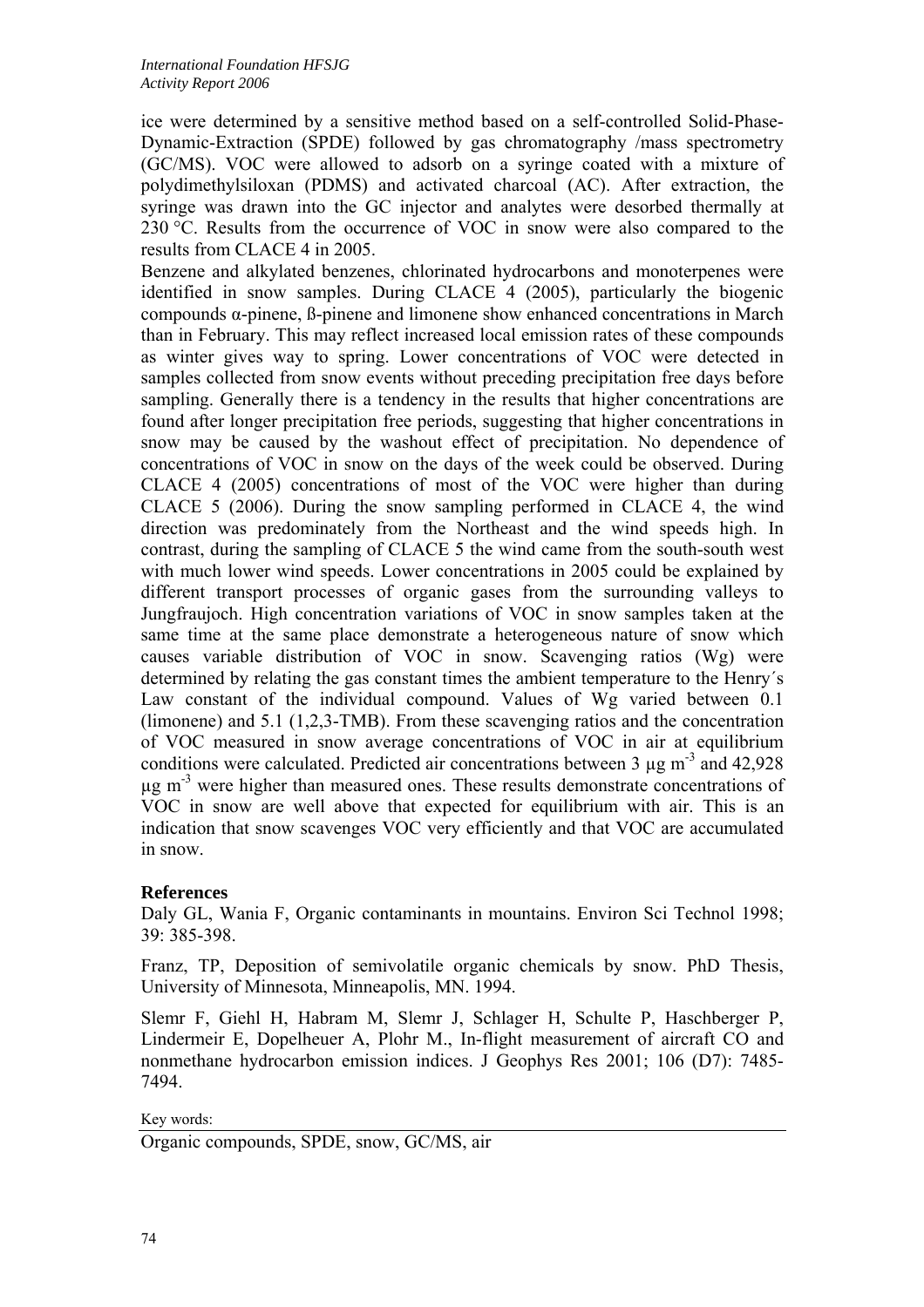ice were determined by a sensitive method based on a self-controlled Solid-Phase-Dynamic-Extraction (SPDE) followed by gas chromatography /mass spectrometry (GC/MS). VOC were allowed to adsorb on a syringe coated with a mixture of polydimethylsiloxan (PDMS) and activated charcoal (AC). After extraction, the syringe was drawn into the GC injector and analytes were desorbed thermally at 230 °C. Results from the occurrence of VOC in snow were also compared to the results from CLACE 4 in 2005.

Benzene and alkylated benzenes, chlorinated hydrocarbons and monoterpenes were identified in snow samples. During CLACE 4 (2005), particularly the biogenic compounds α-pinene, ß-pinene and limonene show enhanced concentrations in March than in February. This may reflect increased local emission rates of these compounds as winter gives way to spring. Lower concentrations of VOC were detected in samples collected from snow events without preceding precipitation free days before sampling. Generally there is a tendency in the results that higher concentrations are found after longer precipitation free periods, suggesting that higher concentrations in snow may be caused by the washout effect of precipitation. No dependence of concentrations of VOC in snow on the days of the week could be observed. During CLACE 4 (2005) concentrations of most of the VOC were higher than during CLACE 5 (2006). During the snow sampling performed in CLACE 4, the wind direction was predominately from the Northeast and the wind speeds high. In contrast, during the sampling of CLACE 5 the wind came from the south-south west with much lower wind speeds. Lower concentrations in 2005 could be explained by different transport processes of organic gases from the surrounding valleys to Jungfraujoch. High concentration variations of VOC in snow samples taken at the same time at the same place demonstrate a heterogeneous nature of snow which causes variable distribution of VOC in snow. Scavenging ratios (Wg) were determined by relating the gas constant times the ambient temperature to the Henry´s Law constant of the individual compound. Values of Wg varied between 0.1 (limonene) and 5.1 (1,2,3-TMB). From these scavenging ratios and the concentration of VOC measured in snow average concentrations of VOC in air at equilibrium conditions were calculated. Predicted air concentrations between 3 $\mu g\ m^{-3}$ and 42,928 $\mu g\ m^{-3}$ were higher than measured ones. These results demonstrate concentrations of VOC in snow are well above that expected for equilibrium with air. This is an indication that snow scavenges VOC very efficiently and that VOC are accumulated in snow.

## References

Daly GL, Wania F, Organic contaminants in mountains. Environ Sci Technol 1998; 39: 385-398.

Franz, TP, Deposition of semivolatile organic chemicals by snow. PhD Thesis, University of Minnesota, Minneapolis, MN. 1994.

Slemr F, Giehl H, Habram M, Slemr J, Schlager H, Schulte P, Haschberger P, Lindermeir E, Dopelheuer A, Plohr M., In-flight measurement of aircraft CO and nonmethane hydrocarbon emission indices. J Geophys Res 2001; 106 (D7): 7485-7494.

Key words:

Organic compounds, SPDE, snow, GC/MS, air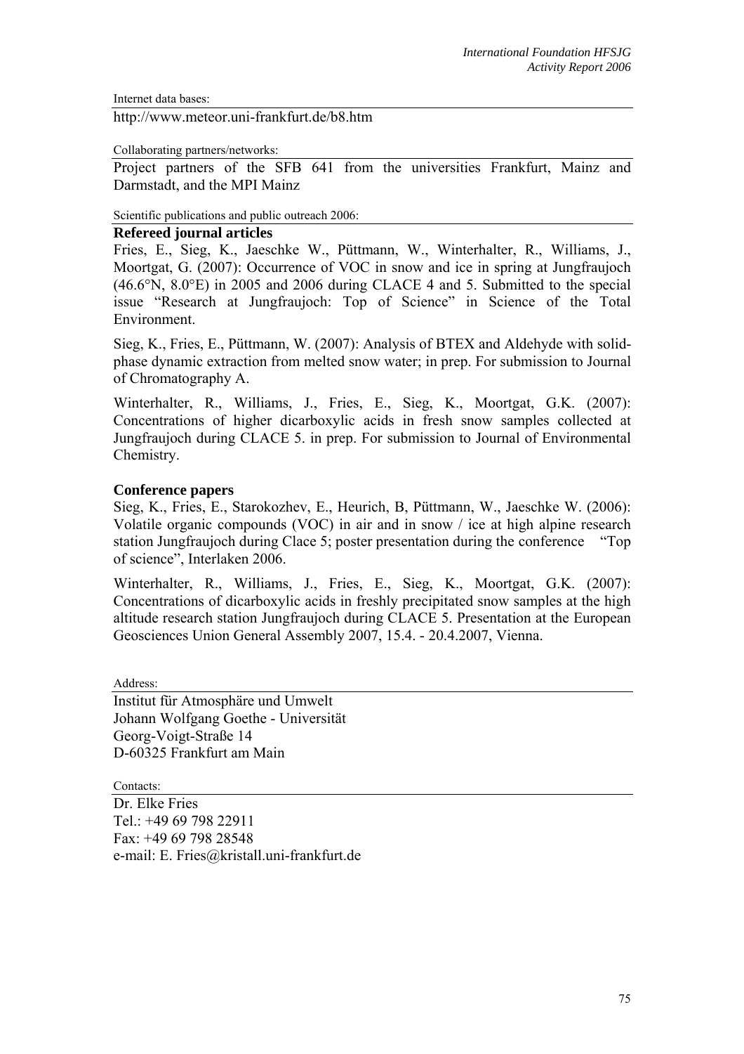Internet data bases:

http://www.meteor.uni-frankfurt.de/b8.htm

Collaborating partners/networks:

Project partners of the SFB 641 from the universities Frankfurt, Mainz and Darmstadt, and the MPI Mainz

Scientific publications and public outreach 2006:

**Refereed journal articles**

Fries, E., Sieg, K., Jaeschke W., Püttmann, W., Winterhalter, R., Williams, J., Moortgat, G. (2007): Occurrence of VOC in snow and ice in spring at Jungfraujoch (46.6°N, 8.0°E) in 2005 and 2006 during CLACE 4 and 5. Submitted to the special issue "Research at Jungfraujoch: Top of Science" in Science of the Total Environment.

Sieg, K., Fries, E., Püttmann, W. (2007): Analysis of BTEX and Aldehyde with solid-phase dynamic extraction from melted snow water; in prep. For submission to Journal of Chromatography A.

Winterhalter, R., Williams, J., Fries, E., Sieg, K., Moortgat, G.K. (2007): Concentrations of higher dicarboxylic acids in fresh snow samples collected at Jungfraujoch during CLACE 5. in prep. For submission to Journal of Environmental Chemistry.

**Conference papers**

Sieg, K., Fries, E., Starokozhev, E., Heurich, B, Püttmann, W., Jaeschke W. (2006): Volatile organic compounds (VOC) in air and in snow / ice at high alpine research station Jungfraujoch during Clace 5; poster presentation during the conference "Top of science", Interlaken 2006.

Winterhalter, R., Williams, J., Fries, E., Sieg, K., Moortgat, G.K. (2007): Concentrations of dicarboxylic acids in freshly precipitated snow samples at the high altitude research station Jungfraujoch during CLACE 5. Presentation at the European Geosciences Union General Assembly 2007, 15.4. - 20.4.2007, Vienna.

Address:

Institut für Atmosphäre und Umwelt
Johann Wolfgang Goethe - Universität
Georg-Voigt-Straße 14
D-60325 Frankfurt am Main

Contacts:

Dr. Elke Fries
Tel.: +49 69 798 22911
Fax: +49 69 798 28548
e-mail: E. Fries@kristall.uni-frankfurt.de